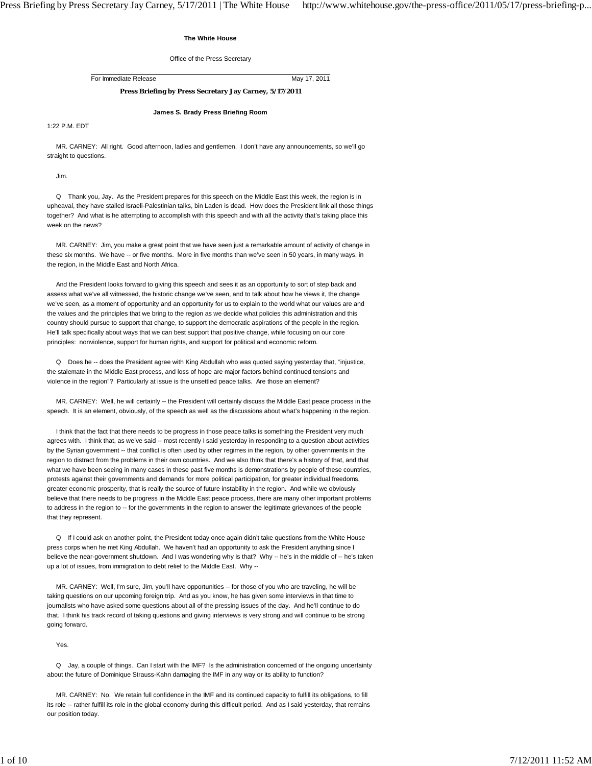**The White House**

Office of the Press Secretary

For Immediate Release May 17, 2011

# Press Briefing by Press Secretary Jay Carney, 5/17/2011

**James S. Brady Press Briefing Room**

1:22 P.M. EDT

MR. CARNEY: All right. Good afternoon, ladies and gentlemen. I don't have any announcements, so we'll go straight to questions.

Jim.

Q Thank you, Jay. As the President prepares for this speech on the Middle East this week, the region is in upheaval, they have stalled Israeli-Palestinian talks, bin Laden is dead. How does the President link all those things together? And what is he attempting to accomplish with this speech and with all the activity that's taking place this week on the news?

MR. CARNEY: Jim, you make a great point that we have seen just a remarkable amount of activity of change in these six months. We have -- or five months. More in five months than we've seen in 50 years, in many ways, in the region, in the Middle East and North Africa.

And the President looks forward to giving this speech and sees it as an opportunity to sort of step back and assess what we've all witnessed, the historic change we've seen, and to talk about how he views it, the change we've seen, as a moment of opportunity and an opportunity for us to explain to the world what our values are and the values and the principles that we bring to the region as we decide what policies this administration and this country should pursue to support that change, to support the democratic aspirations of the people in the region. He'll talk specifically about ways that we can best support that positive change, while focusing on our core principles: nonviolence, support for human rights, and support for political and economic reform.

Q Does he -- does the President agree with King Abdullah who was quoted saying yesterday that, "injustice, the stalemate in the Middle East process, and loss of hope are major factors behind continued tensions and violence in the region"? Particularly at issue is the unsettled peace talks. Are those an element?

MR. CARNEY: Well, he will certainly -- the President will certainly discuss the Middle East peace process in the speech. It is an element, obviously, of the speech as well as the discussions about what's happening in the region.

I think that the fact that there needs to be progress in those peace talks is something the President very much agrees with. I think that, as we've said -- most recently I said yesterday in responding to a question about activities by the Syrian government -- that conflict is often used by other regimes in the region, by other governments in the region to distract from the problems in their own countries. And we also think that there's a history of that, and that what we have been seeing in many cases in these past five months is demonstrations by people of these countries, protests against their governments and demands for more political participation, for greater individual freedoms, greater economic prosperity, that is really the source of future instability in the region. And while we obviously believe that there needs to be progress in the Middle East peace process, there are many other important problems to address in the region to -- for the governments in the region to answer the legitimate grievances of the people that they represent.

Q If I could ask on another point, the President today once again didn't take questions from the White House press corps when he met King Abdullah. We haven't had an opportunity to ask the President anything since I believe the near-government shutdown. And I was wondering why is that? Why -- he's in the middle of -- he's taken up a lot of issues, from immigration to debt relief to the Middle East. Why --

MR. CARNEY: Well, I'm sure, Jim, you'll have opportunities -- for those of you who are traveling, he will be taking questions on our upcoming foreign trip. And as you know, he has given some interviews in that time to journalists who have asked some questions about all of the pressing issues of the day. And he'll continue to do that. I think his track record of taking questions and giving interviews is very strong and will continue to be strong going forward.

Yes.

Q Jay, a couple of things. Can I start with the IMF? Is the administration concerned of the ongoing uncertainty about the future of Dominique Strauss-Kahn damaging the IMF in any way or its ability to function?

MR. CARNEY: No. We retain full confidence in the IMF and its continued capacity to fulfill its obligations, to fill its role -- rather fulfill its role in the global economy during this difficult period. And as I said yesterday, that remains our position today.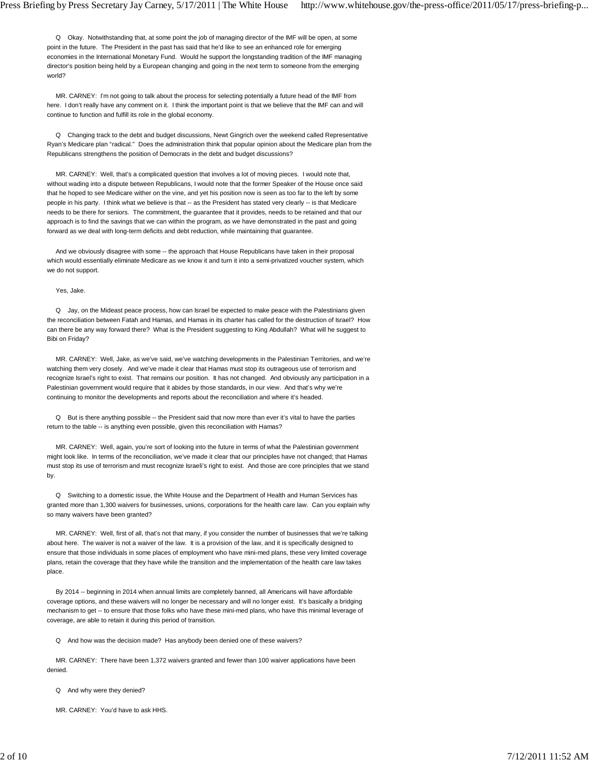Q Okay. Notwithstanding that, at some point the job of managing director of the IMF will be open, at some point in the future. The President in the past has said that he'd like to see an enhanced role for emerging economies in the International Monetary Fund. Would he support the longstanding tradition of the IMF managing director's position being held by a European changing and going in the next term to someone from the emerging world?

MR. CARNEY: I'm not going to talk about the process for selecting potentially a future head of the IMF from here. I don't really have any comment on it. I think the important point is that we believe that the IMF can and will continue to function and fulfill its role in the global economy.

Q Changing track to the debt and budget discussions, Newt Gingrich over the weekend called Representative Ryan's Medicare plan "radical." Does the administration think that popular opinion about the Medicare plan from the Republicans strengthens the position of Democrats in the debt and budget discussions?

MR. CARNEY: Well, that's a complicated question that involves a lot of moving pieces. I would note that, without wading into a dispute between Republicans, I would note that the former Speaker of the House once said that he hoped to see Medicare wither on the vine, and yet his position now is seen as too far to the left by some people in his party. I think what we believe is that -- as the President has stated very clearly -- is that Medicare needs to be there for seniors. The commitment, the guarantee that it provides, needs to be retained and that our approach is to find the savings that we can within the program, as we have demonstrated in the past and going forward as we deal with long-term deficits and debt reduction, while maintaining that guarantee.

And we obviously disagree with some -- the approach that House Republicans have taken in their proposal which would essentially eliminate Medicare as we know it and turn it into a semi-privatized voucher system, which we do not support.

Yes, Jake.

Q Jay, on the Mideast peace process, how can Israel be expected to make peace with the Palestinians given the reconciliation between Fatah and Hamas, and Hamas in its charter has called for the destruction of Israel? How can there be any way forward there? What is the President suggesting to King Abdullah? What will he suggest to Bibi on Friday?

MR. CARNEY: Well, Jake, as we've said, we've watching developments in the Palestinian Territories, and we're watching them very closely. And we've made it clear that Hamas must stop its outrageous use of terrorism and recognize Israel's right to exist. That remains our position. It has not changed. And obviously any participation in a Palestinian government would require that it abides by those standards, in our view. And that's why we're continuing to monitor the developments and reports about the reconciliation and where it's headed.

Q But is there anything possible -- the President said that now more than ever it's vital to have the parties return to the table -- is anything even possible, given this reconciliation with Hamas?

MR. CARNEY: Well, again, you're sort of looking into the future in terms of what the Palestinian government might look like. In terms of the reconciliation, we've made it clear that our principles have not changed; that Hamas must stop its use of terrorism and must recognize Israeli's right to exist. And those are core principles that we stand by.

Q Switching to a domestic issue, the White House and the Department of Health and Human Services has granted more than 1,300 waivers for businesses, unions, corporations for the health care law. Can you explain why so many waivers have been granted?

MR. CARNEY: Well, first of all, that's not that many, if you consider the number of businesses that we're talking about here. The waiver is not a waiver of the law. It is a provision of the law, and it is specifically designed to ensure that those individuals in some places of employment who have mini-med plans, these very limited coverage plans, retain the coverage that they have while the transition and the implementation of the health care law takes place.

By 2014 -- beginning in 2014 when annual limits are completely banned, all Americans will have affordable coverage options, and these waivers will no longer be necessary and will no longer exist. It's basically a bridging mechanism to get -- to ensure that those folks who have these mini-med plans, who have this minimal leverage of coverage, are able to retain it during this period of transition.

Q And how was the decision made? Has anybody been denied one of these waivers?

MR. CARNEY: There have been 1,372 waivers granted and fewer than 100 waiver applications have been denied.

Q And why were they denied?

MR. CARNEY: You'd have to ask HHS.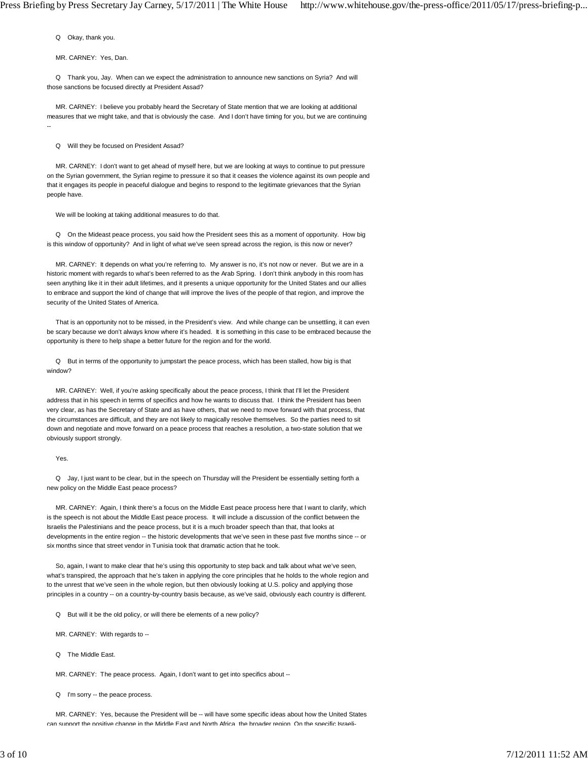Q Okay, thank you.

MR. CARNEY: Yes, Dan.

Q Thank you, Jay. When can we expect the administration to announce new sanctions on Syria? And will those sanctions be focused directly at President Assad?

MR. CARNEY: I believe you probably heard the Secretary of State mention that we are looking at additional measures that we might take, and that is obviously the case. And I don't have timing for you, but we are continuing --

Q Will they be focused on President Assad?

MR. CARNEY: I don't want to get ahead of myself here, but we are looking at ways to continue to put pressure on the Syrian government, the Syrian regime to pressure it so that it ceases the violence against its own people and that it engages its people in peaceful dialogue and begins to respond to the legitimate grievances that the Syrian people have.

We will be looking at taking additional measures to do that.

Q On the Mideast peace process, you said how the President sees this as a moment of opportunity. How big is this window of opportunity? And in light of what we've seen spread across the region, is this now or never?

MR. CARNEY: It depends on what you're referring to. My answer is no, it's not now or never. But we are in a historic moment with regards to what's been referred to as the Arab Spring. I don't think anybody in this room has seen anything like it in their adult lifetimes, and it presents a unique opportunity for the United States and our allies to embrace and support the kind of change that will improve the lives of the people of that region, and improve the security of the United States of America.

That is an opportunity not to be missed, in the President's view. And while change can be unsettling, it can even be scary because we don't always know where it's headed. It is something in this case to be embraced because the opportunity is there to help shape a better future for the region and for the world.

Q But in terms of the opportunity to jumpstart the peace process, which has been stalled, how big is that window?

MR. CARNEY: Well, if you're asking specifically about the peace process, I think that I'll let the President address that in his speech in terms of specifics and how he wants to discuss that. I think the President has been very clear, as has the Secretary of State and as have others, that we need to move forward with that process, that the circumstances are difficult, and they are not likely to magically resolve themselves. So the parties need to sit down and negotiate and move forward on a peace process that reaches a resolution, a two-state solution that we obviously support strongly.

Yes.

Q Jay, I just want to be clear, but in the speech on Thursday will the President be essentially setting forth a new policy on the Middle East peace process?

MR. CARNEY: Again, I think there's a focus on the Middle East peace process here that I want to clarify, which is the speech is not about the Middle East peace process. It will include a discussion of the conflict between the Israelis the Palestinians and the peace process, but it is a much broader speech than that, that looks at developments in the entire region -- the historic developments that we've seen in these past five months since -- or six months since that street vendor in Tunisia took that dramatic action that he took.

So, again, I want to make clear that he's using this opportunity to step back and talk about what we've seen, what's transpired, the approach that he's taken in applying the core principles that he holds to the whole region and to the unrest that we've seen in the whole region, but then obviously looking at U.S. policy and applying those principles in a country -- on a country-by-country basis because, as we've said, obviously each country is different.

Q But will it be the old policy, or will there be elements of a new policy?

MR. CARNEY: With regards to --

Q The Middle East.

MR. CARNEY: The peace process. Again, I don't want to get into specifics about --

Q I'm sorry -- the peace process.

MR. CARNEY: Yes, because the President will be -- will have some specific ideas about how the United States can support the positive change in the Middle East and North Africa, the broader region. On the specific Israeli-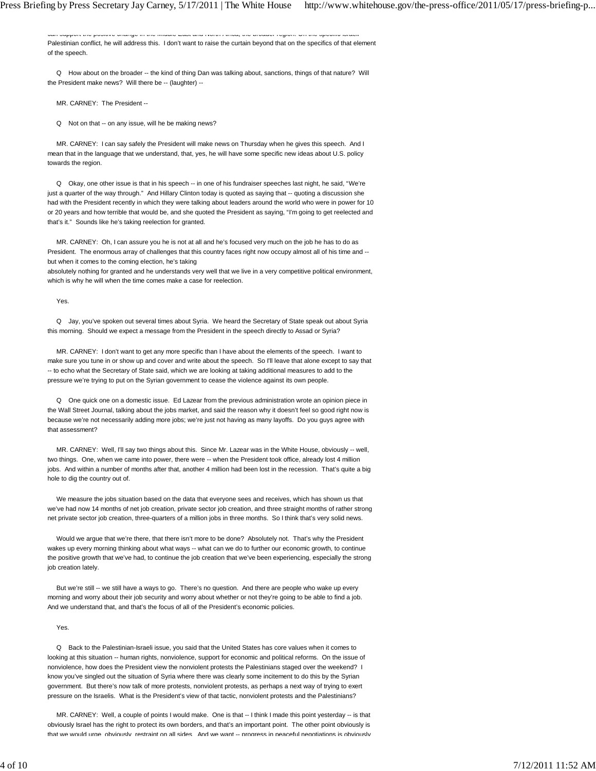can support the positive change in the Middle East and North Africa, the broader region. On the specific Israeli-Palestinian conflict, he will address this. I don't want to raise the curtain beyond that on the specifics of that element of the speech.

Q How about on the broader -- the kind of thing Dan was talking about, sanctions, things of that nature? Will the President make news? Will there be -- (laughter) --

MR. CARNEY: The President --

Q Not on that -- on any issue, will he be making news?

MR. CARNEY: I can say safely the President will make news on Thursday when he gives this speech. And I mean that in the language that we understand, that, yes, he will have some specific new ideas about U.S. policy towards the region.

Q Okay, one other issue is that in his speech -- in one of his fundraiser speeches last night, he said, "We're just a quarter of the way through." And Hillary Clinton today is quoted as saying that -- quoting a discussion she had with the President recently in which they were talking about leaders around the world who were in power for 10 or 20 years and how terrible that would be, and she quoted the President as saying, "I'm going to get reelected and that's it." Sounds like he's taking reelection for granted.

MR. CARNEY: Oh, I can assure you he is not at all and he's focused very much on the job he has to do as President. The enormous array of challenges that this country faces right now occupy almost all of his time and -- but when it comes to the coming election, he's taking absolutely nothing for granted and he understands very well that we live in a very competitive political environment, which is why he will when the time comes make a case for reelection.

Yes.

Q Jay, you've spoken out several times about Syria. We heard the Secretary of State speak out about Syria this morning. Should we expect a message from the President in the speech directly to Assad or Syria?

MR. CARNEY: I don't want to get any more specific than I have about the elements of the speech. I want to make sure you tune in or show up and cover and write about the speech. So I'll leave that alone except to say that -- to echo what the Secretary of State said, which we are looking at taking additional measures to add to the pressure we're trying to put on the Syrian government to cease the violence against its own people.

Q One quick one on a domestic issue. Ed Lazear from the previous administration wrote an opinion piece in the Wall Street Journal, talking about the jobs market, and said the reason why it doesn't feel so good right now is because we're not necessarily adding more jobs; we're just not having as many layoffs. Do you guys agree with that assessment?

MR. CARNEY: Well, I'll say two things about this. Since Mr. Lazear was in the White House, obviously -- well, two things. One, when we came into power, there were -- when the President took office, already lost 4 million jobs. And within a number of months after that, another 4 million had been lost in the recession. That's quite a big hole to dig the country out of.

We measure the jobs situation based on the data that everyone sees and receives, which has shown us that we've had now 14 months of net job creation, private sector job creation, and three straight months of rather strong net private sector job creation, three-quarters of a million jobs in three months. So I think that's very solid news.

Would we argue that we're there, that there isn't more to be done? Absolutely not. That's why the President wakes up every morning thinking about what ways -- what can we do to further our economic growth, to continue the positive growth that we've had, to continue the job creation that we've been experiencing, especially the strong job creation lately.

But we're still -- we still have a ways to go. There's no question. And there are people who wake up every morning and worry about their job security and worry about whether or not they're going to be able to find a job. And we understand that, and that's the focus of all of the President's economic policies.

Yes.

Q Back to the Palestinian-Israeli issue, you said that the United States has core values when it comes to looking at this situation -- human rights, nonviolence, support for economic and political reforms. On the issue of nonviolence, how does the President view the nonviolent protests the Palestinians staged over the weekend? I know you've singled out the situation of Syria where there was clearly some incitement to do this by the Syrian government. But there's now talk of more protests, nonviolent protests, as perhaps a next way of trying to exert pressure on the Israelis. What is the President's view of that tactic, nonviolent protests and the Palestinians?

MR. CARNEY: Well, a couple of points I would make. One is that -- I think I made this point yesterday -- is that obviously Israel has the right to protect its own borders, and that's an important point. The other point obviously is that we would urge, obviously, restraint on all sides. And we want -- progress in peaceful negotiations is obviously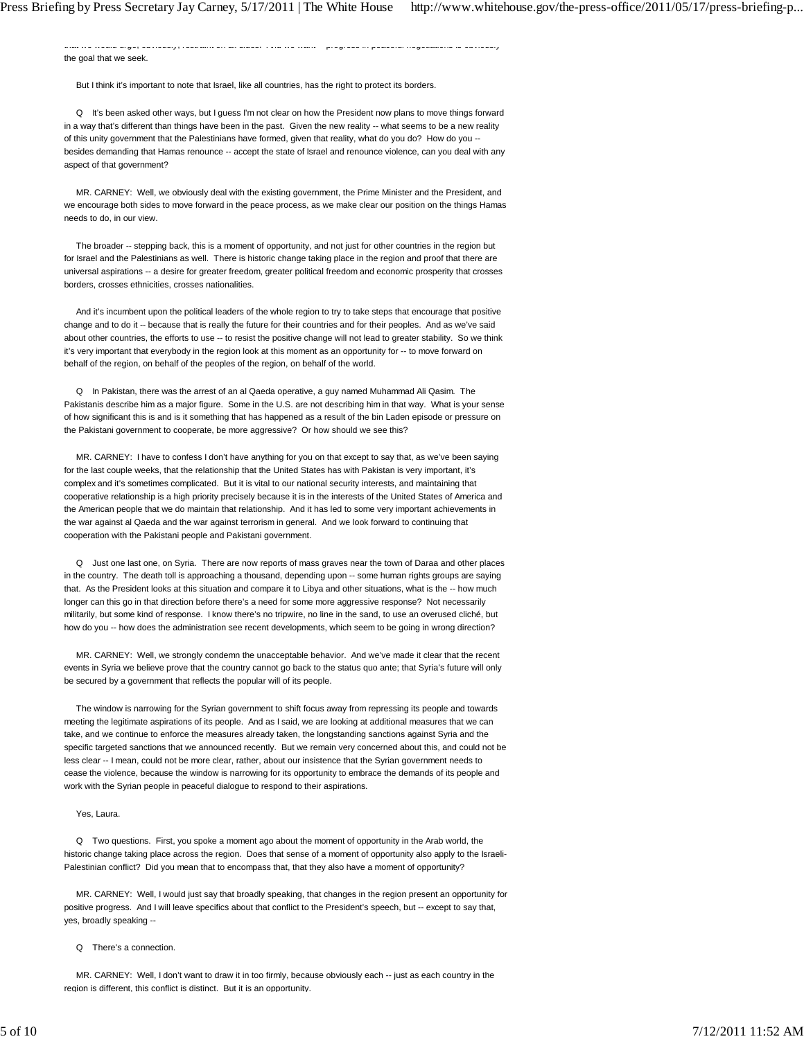that we would urge, obviously, restraint on all sides. And we want -- progress in peaceful negotiations is obviously the goal that we seek.

But I think it's important to note that Israel, like all countries, has the right to protect its borders.

Q It's been asked other ways, but I guess I'm not clear on how the President now plans to move things forward in a way that's different than things have been in the past. Given the new reality -- what seems to be a new reality of this unity government that the Palestinians have formed, given that reality, what do you do? How do you -- besides demanding that Hamas renounce -- accept the state of Israel and renounce violence, can you deal with any aspect of that government?

MR. CARNEY: Well, we obviously deal with the existing government, the Prime Minister and the President, and we encourage both sides to move forward in the peace process, as we make clear our position on the things Hamas needs to do, in our view.

The broader -- stepping back, this is a moment of opportunity, and not just for other countries in the region but for Israel and the Palestinians as well. There is historic change taking place in the region and proof that there are universal aspirations -- a desire for greater freedom, greater political freedom and economic prosperity that crosses borders, crosses ethnicities, crosses nationalities.

And it's incumbent upon the political leaders of the whole region to try to take steps that encourage that positive change and to do it -- because that is really the future for their countries and for their peoples. And as we've said about other countries, the efforts to use -- to resist the positive change will not lead to greater stability. So we think it's very important that everybody in the region look at this moment as an opportunity for -- to move forward on behalf of the region, on behalf of the peoples of the region, on behalf of the world.

Q In Pakistan, there was the arrest of an al Qaeda operative, a guy named Muhammad Ali Qasim. The Pakistanis describe him as a major figure. Some in the U.S. are not describing him in that way. What is your sense of how significant this is and is it something that has happened as a result of the bin Laden episode or pressure on the Pakistani government to cooperate, be more aggressive? Or how should we see this?

MR. CARNEY: I have to confess I don't have anything for you on that except to say that, as we've been saying for the last couple weeks, that the relationship that the United States has with Pakistan is very important, it's complex and it's sometimes complicated. But it is vital to our national security interests, and maintaining that cooperative relationship is a high priority precisely because it is in the interests of the United States of America and the American people that we do maintain that relationship. And it has led to some very important achievements in the war against al Qaeda and the war against terrorism in general. And we look forward to continuing that cooperation with the Pakistani people and Pakistani government.

Q Just one last one, on Syria. There are now reports of mass graves near the town of Daraa and other places in the country. The death toll is approaching a thousand, depending upon -- some human rights groups are saying that. As the President looks at this situation and compare it to Libya and other situations, what is the -- how much longer can this go in that direction before there's a need for some more aggressive response? Not necessarily militarily, but some kind of response. I know there's no tripwire, no line in the sand, to use an overused cliché, but how do you -- how does the administration see recent developments, which seem to be going in wrong direction?

MR. CARNEY: Well, we strongly condemn the unacceptable behavior. And we've made it clear that the recent events in Syria we believe prove that the country cannot go back to the status quo ante; that Syria's future will only be secured by a government that reflects the popular will of its people.

The window is narrowing for the Syrian government to shift focus away from repressing its people and towards meeting the legitimate aspirations of its people. And as I said, we are looking at additional measures that we can take, and we continue to enforce the measures already taken, the longstanding sanctions against Syria and the specific targeted sanctions that we announced recently. But we remain very concerned about this, and could not be less clear -- I mean, could not be more clear, rather, about our insistence that the Syrian government needs to cease the violence, because the window is narrowing for its opportunity to embrace the demands of its people and work with the Syrian people in peaceful dialogue to respond to their aspirations.

Yes, Laura.

Q Two questions. First, you spoke a moment ago about the moment of opportunity in the Arab world, the historic change taking place across the region. Does that sense of a moment of opportunity also apply to the Israeli-Palestinian conflict? Did you mean that to encompass that, that they also have a moment of opportunity?

MR. CARNEY: Well, I would just say that broadly speaking, that changes in the region present an opportunity for positive progress. And I will leave specifics about that conflict to the President's speech, but -- except to say that, yes, broadly speaking --

Q There's a connection.

MR. CARNEY: Well, I don't want to draw it in too firmly, because obviously each -- just as each country in the region is different, this conflict is distinct. But it is an opportunity.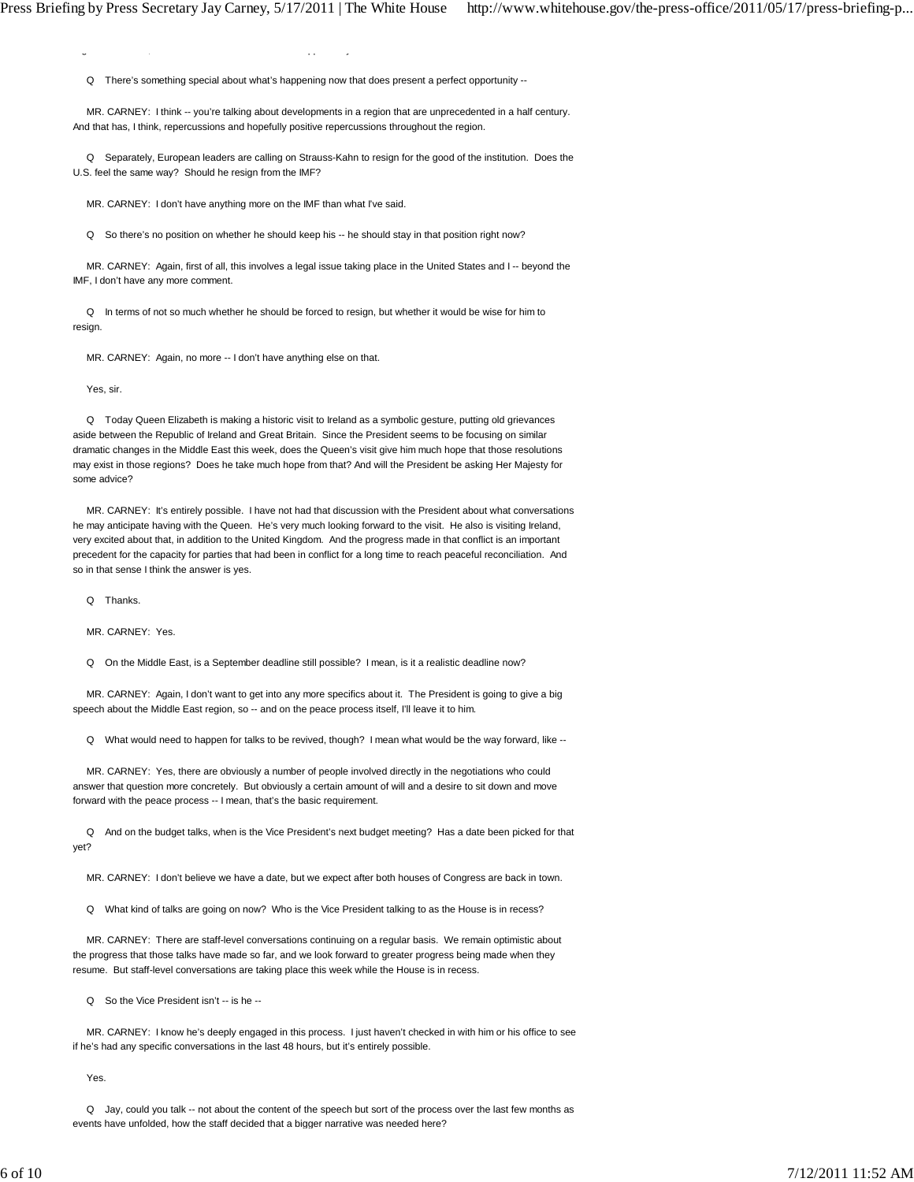Q There's something special about what's happening now that does present a perfect opportunity --

MR. CARNEY: I think -- you're talking about developments in a region that are unprecedented in a half century. And that has, I think, repercussions and hopefully positive repercussions throughout the region.

Q Separately, European leaders are calling on Strauss-Kahn to resign for the good of the institution. Does the U.S. feel the same way? Should he resign from the IMF?

MR. CARNEY: I don't have anything more on the IMF than what I've said.

Q So there's no position on whether he should keep his -- he should stay in that position right now?

MR. CARNEY: Again, first of all, this involves a legal issue taking place in the United States and I -- beyond the IMF, I don't have any more comment.

Q In terms of not so much whether he should be forced to resign, but whether it would be wise for him to resign.

MR. CARNEY: Again, no more -- I don't have anything else on that.

Yes, sir.

Q Today Queen Elizabeth is making a historic visit to Ireland as a symbolic gesture, putting old grievances aside between the Republic of Ireland and Great Britain. Since the President seems to be focusing on similar dramatic changes in the Middle East this week, does the Queen's visit give him much hope that those resolutions may exist in those regions? Does he take much hope from that? And will the President be asking Her Majesty for some advice?

MR. CARNEY: It's entirely possible. I have not had that discussion with the President about what conversations he may anticipate having with the Queen. He's very much looking forward to the visit. He also is visiting Ireland, very excited about that, in addition to the United Kingdom. And the progress made in that conflict is an important precedent for the capacity for parties that had been in conflict for a long time to reach peaceful reconciliation. And so in that sense I think the answer is yes.

Q Thanks.

MR. CARNEY: Yes.

Q On the Middle East, is a September deadline still possible? I mean, is it a realistic deadline now?

MR. CARNEY: Again, I don't want to get into any more specifics about it. The President is going to give a big speech about the Middle East region, so -- and on the peace process itself, I'll leave it to him.

Q What would need to happen for talks to be revived, though? I mean what would be the way forward, like --

MR. CARNEY: Yes, there are obviously a number of people involved directly in the negotiations who could answer that question more concretely. But obviously a certain amount of will and a desire to sit down and move forward with the peace process -- I mean, that's the basic requirement.

Q And on the budget talks, when is the Vice President's next budget meeting? Has a date been picked for that yet?

MR. CARNEY: I don't believe we have a date, but we expect after both houses of Congress are back in town.

Q What kind of talks are going on now? Who is the Vice President talking to as the House is in recess?

MR. CARNEY: There are staff-level conversations continuing on a regular basis. We remain optimistic about the progress that those talks have made so far, and we look forward to greater progress being made when they resume. But staff-level conversations are taking place this week while the House is in recess.

Q So the Vice President isn't -- is he --

MR. CARNEY: I know he's deeply engaged in this process. I just haven't checked in with him or his office to see if he's had any specific conversations in the last 48 hours, but it's entirely possible.

Yes.

Q Jay, could you talk -- not about the content of the speech but sort of the process over the last few months as events have unfolded, how the staff decided that a bigger narrative was needed here?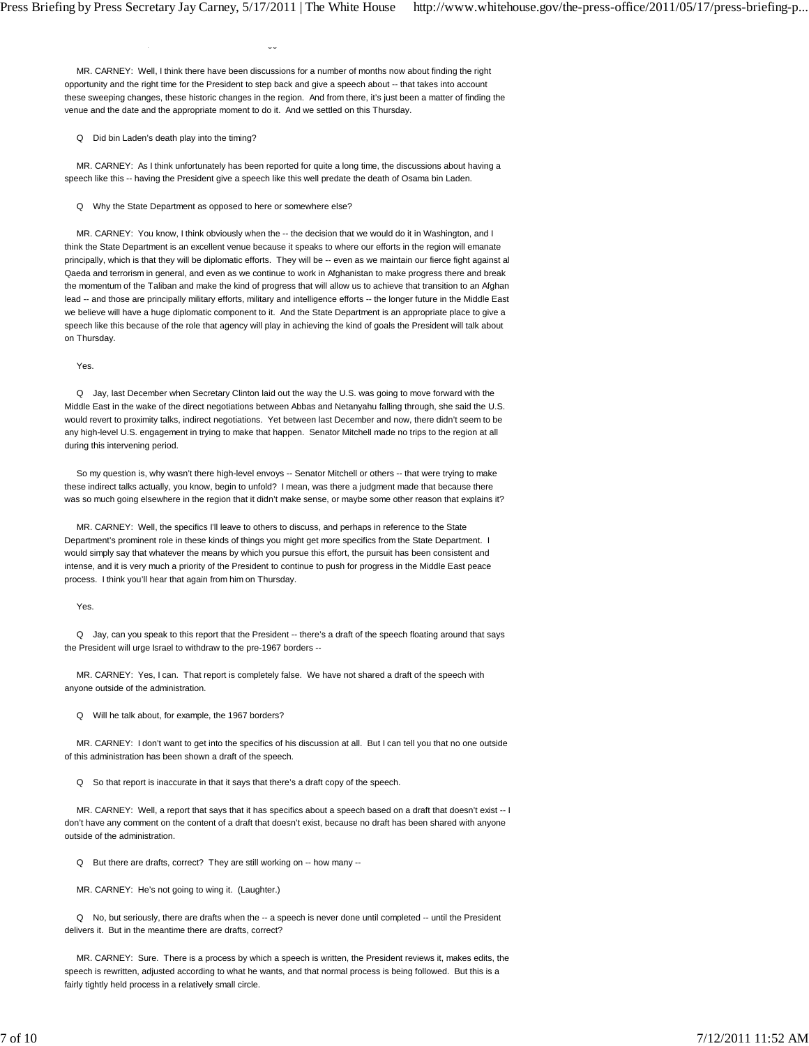MR. CARNEY: Well, I think there have been discussions for a number of months now about finding the right opportunity and the right time for the President to step back and give a speech about -- that takes into account these sweeping changes, these historic changes in the region. And from there, it's just been a matter of finding the venue and the date and the appropriate moment to do it. And we settled on this Thursday.

Q Did bin Laden's death play into the timing?

MR. CARNEY: As I think unfortunately has been reported for quite a long time, the discussions about having a speech like this -- having the President give a speech like this well predate the death of Osama bin Laden.

Q Why the State Department as opposed to here or somewhere else?

MR. CARNEY: You know, I think obviously when the -- the decision that we would do it in Washington, and I think the State Department is an excellent venue because it speaks to where our efforts in the region will emanate principally, which is that they will be diplomatic efforts. They will be -- even as we maintain our fierce fight against al Qaeda and terrorism in general, and even as we continue to work in Afghanistan to make progress there and break the momentum of the Taliban and make the kind of progress that will allow us to achieve that transition to an Afghan lead -- and those are principally military efforts, military and intelligence efforts -- the longer future in the Middle East we believe will have a huge diplomatic component to it. And the State Department is an appropriate place to give a speech like this because of the role that agency will play in achieving the kind of goals the President will talk about on Thursday.

Yes.

Q Jay, last December when Secretary Clinton laid out the way the U.S. was going to move forward with the Middle East in the wake of the direct negotiations between Abbas and Netanyahu falling through, she said the U.S. would revert to proximity talks, indirect negotiations. Yet between last December and now, there didn't seem to be any high-level U.S. engagement in trying to make that happen. Senator Mitchell made no trips to the region at all during this intervening period.

So my question is, why wasn't there high-level envoys -- Senator Mitchell or others -- that were trying to make these indirect talks actually, you know, begin to unfold? I mean, was there a judgment made that because there was so much going elsewhere in the region that it didn't make sense, or maybe some other reason that explains it?

MR. CARNEY: Well, the specifics I'll leave to others to discuss, and perhaps in reference to the State Department's prominent role in these kinds of things you might get more specifics from the State Department. I would simply say that whatever the means by which you pursue this effort, the pursuit has been consistent and intense, and it is very much a priority of the President to continue to push for progress in the Middle East peace process. I think you'll hear that again from him on Thursday.

Yes.

Q Jay, can you speak to this report that the President -- there's a draft of the speech floating around that says the President will urge Israel to withdraw to the pre-1967 borders --

MR. CARNEY: Yes, I can. That report is completely false. We have not shared a draft of the speech with anyone outside of the administration.

Q Will he talk about, for example, the 1967 borders?

MR. CARNEY: I don't want to get into the specifics of his discussion at all. But I can tell you that no one outside of this administration has been shown a draft of the speech.

Q So that report is inaccurate in that it says that there's a draft copy of the speech.

MR. CARNEY: Well, a report that says that it has specifics about a speech based on a draft that doesn't exist -- I don't have any comment on the content of a draft that doesn't exist, because no draft has been shared with anyone outside of the administration.

Q But there are drafts, correct? They are still working on -- how many --

MR. CARNEY: He's not going to wing it. (Laughter.)

Q No, but seriously, there are drafts when the -- a speech is never done until completed -- until the President delivers it. But in the meantime there are drafts, correct?

MR. CARNEY: Sure. There is a process by which a speech is written, the President reviews it, makes edits, the speech is rewritten, adjusted according to what he wants, and that normal process is being followed. But this is a fairly tightly held process in a relatively small circle.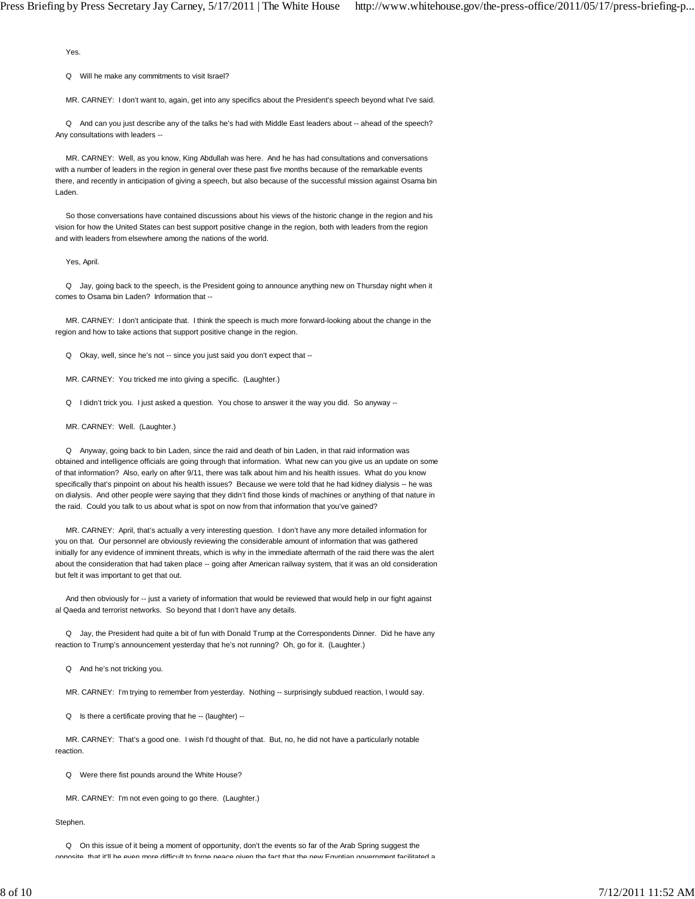Yes.

Q Will he make any commitments to visit Israel?

MR. CARNEY: I don't want to, again, get into any specifics about the President's speech beyond what I've said.

Q And can you just describe any of the talks he's had with Middle East leaders about -- ahead of the speech? Any consultations with leaders --

MR. CARNEY: Well, as you know, King Abdullah was here. And he has had consultations and conversations with a number of leaders in the region in general over these past five months because of the remarkable events there, and recently in anticipation of giving a speech, but also because of the successful mission against Osama bin Laden.

So those conversations have contained discussions about his views of the historic change in the region and his vision for how the United States can best support positive change in the region, both with leaders from the region and with leaders from elsewhere among the nations of the world.

Yes, April.

Q Jay, going back to the speech, is the President going to announce anything new on Thursday night when it comes to Osama bin Laden? Information that --

MR. CARNEY: I don't anticipate that. I think the speech is much more forward-looking about the change in the region and how to take actions that support positive change in the region.

Q Okay, well, since he's not -- since you just said you don't expect that --

MR. CARNEY: You tricked me into giving a specific. (Laughter.)

Q I didn't trick you. I just asked a question. You chose to answer it the way you did. So anyway --

MR. CARNEY: Well. (Laughter.)

Q Anyway, going back to bin Laden, since the raid and death of bin Laden, in that raid information was obtained and intelligence officials are going through that information. What new can you give us an update on some of that information? Also, early on after 9/11, there was talk about him and his health issues. What do you know specifically that's pinpoint on about his health issues? Because we were told that he had kidney dialysis -- he was on dialysis. And other people were saying that they didn't find those kinds of machines or anything of that nature in the raid. Could you talk to us about what is spot on now from that information that you've gained?

MR. CARNEY: April, that's actually a very interesting question. I don't have any more detailed information for you on that. Our personnel are obviously reviewing the considerable amount of information that was gathered initially for any evidence of imminent threats, which is why in the immediate aftermath of the raid there was the alert about the consideration that had taken place -- going after American railway system, that it was an old consideration but felt it was important to get that out.

And then obviously for -- just a variety of information that would be reviewed that would help in our fight against al Qaeda and terrorist networks. So beyond that I don't have any details.

Q Jay, the President had quite a bit of fun with Donald Trump at the Correspondents Dinner. Did he have any reaction to Trump's announcement yesterday that he's not running? Oh, go for it. (Laughter.)

Q And he's not tricking you.

MR. CARNEY: I'm trying to remember from yesterday. Nothing -- surprisingly subdued reaction, I would say.

Q Is there a certificate proving that he -- (laughter) --

MR. CARNEY: That's a good one. I wish I'd thought of that. But, no, he did not have a particularly notable reaction.

Q Were there fist pounds around the White House?

MR. CARNEY: I'm not even going to go there. (Laughter.)

Stephen.

Q On this issue of it being a moment of opportunity, don't the events so far of the Arab Spring suggest the opposite, that it'll be even more difficult to forge peace given the fact that the new Egyptian government facilitated a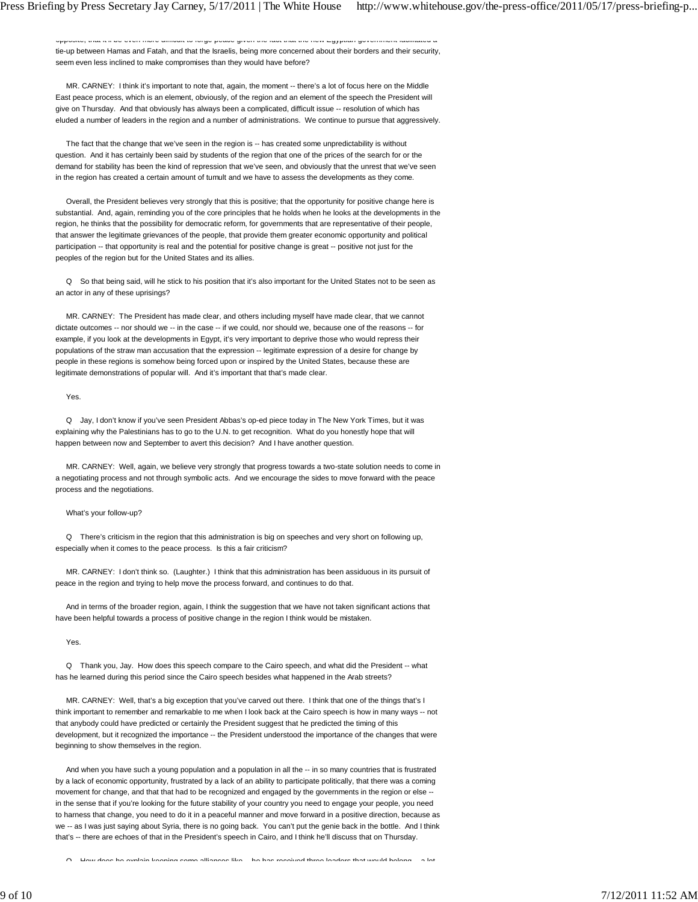opposite, that it'll be even more difficult to forge peace given the fact that the new Egyptian government facilitated a tie-up between Hamas and Fatah, and that the Israelis, being more concerned about their borders and their security, seem even less inclined to make compromises than they would have before?

MR. CARNEY: I think it's important to note that, again, the moment -- there's a lot of focus here on the Middle East peace process, which is an element, obviously, of the region and an element of the speech the President will give on Thursday. And that obviously has always been a complicated, difficult issue -- resolution of which has eluded a number of leaders in the region and a number of administrations. We continue to pursue that aggressively.

The fact that the change that we've seen in the region is -- has created some unpredictability is without question. And it has certainly been said by students of the region that one of the prices of the search for or the demand for stability has been the kind of repression that we've seen, and obviously that the unrest that we've seen in the region has created a certain amount of tumult and we have to assess the developments as they come.

Overall, the President believes very strongly that this is positive; that the opportunity for positive change here is substantial. And, again, reminding you of the core principles that he holds when he looks at the developments in the region, he thinks that the possibility for democratic reform, for governments that are representative of their people, that answer the legitimate grievances of the people, that provide them greater economic opportunity and political participation -- that opportunity is real and the potential for positive change is great -- positive not just for the peoples of the region but for the United States and its allies.

Q So that being said, will he stick to his position that it's also important for the United States not to be seen as an actor in any of these uprisings?

MR. CARNEY: The President has made clear, and others including myself have made clear, that we cannot dictate outcomes -- nor should we -- in the case -- if we could, nor should we, because one of the reasons -- for example, if you look at the developments in Egypt, it's very important to deprive those who would repress their populations of the straw man accusation that the expression -- legitimate expression of a desire for change by people in these regions is somehow being forced upon or inspired by the United States, because these are legitimate demonstrations of popular will. And it's important that that's made clear.

Yes.

Q Jay, I don't know if you've seen President Abbas's op-ed piece today in The New York Times, but it was explaining why the Palestinians has to go to the U.N. to get recognition. What do you honestly hope that will happen between now and September to avert this decision? And I have another question.

MR. CARNEY: Well, again, we believe very strongly that progress towards a two-state solution needs to come in a negotiating process and not through symbolic acts. And we encourage the sides to move forward with the peace process and the negotiations.

What's your follow-up?

Q There's criticism in the region that this administration is big on speeches and very short on following up, especially when it comes to the peace process. Is this a fair criticism?

MR. CARNEY: I don't think so. (Laughter.) I think that this administration has been assiduous in its pursuit of peace in the region and trying to help move the process forward, and continues to do that.

And in terms of the broader region, again, I think the suggestion that we have not taken significant actions that have been helpful towards a process of positive change in the region I think would be mistaken.

Yes.

Q Thank you, Jay. How does this speech compare to the Cairo speech, and what did the President -- what has he learned during this period since the Cairo speech besides what happened in the Arab streets?

MR. CARNEY: Well, that's a big exception that you've carved out there. I think that one of the things that's I think important to remember and remarkable to me when I look back at the Cairo speech is how in many ways -- not that anybody could have predicted or certainly the President suggest that he predicted the timing of this development, but it recognized the importance -- the President understood the importance of the changes that were beginning to show themselves in the region.

And when you have such a young population and a population in all the -- in so many countries that is frustrated by a lack of economic opportunity, frustrated by a lack of an ability to participate politically, that there was a coming movement for change, and that that had to be recognized and engaged by the governments in the region or else -- in the sense that if you're looking for the future stability of your country you need to engage your people, you need to harness that change, you need to do it in a peaceful manner and move forward in a positive direction, because as we -- as I was just saying about Syria, there is no going back. You can't put the genie back in the bottle. And I think that's -- there are echoes of that in the President's speech in Cairo, and I think he'll discuss that on Thursday.

Q How does he explain keeping some alliances like -- he has received three leaders that would belong -- a lot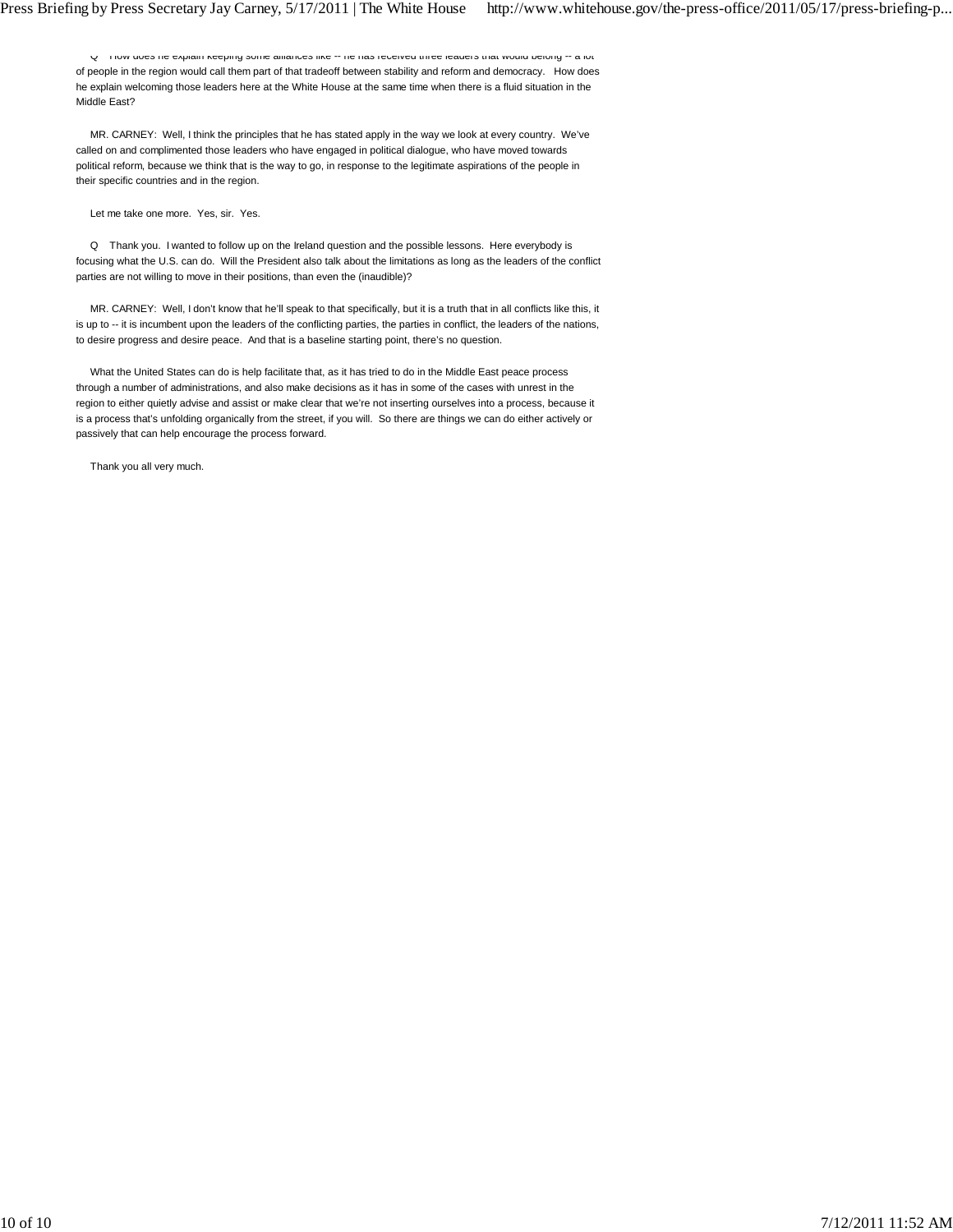Q How does he explain keeping some alliances like -- he has received three leaders that would belong -- a lot of people in the region would call them part of that tradeoff between stability and reform and democracy. How does he explain welcoming those leaders here at the White House at the same time when there is a fluid situation in the Middle East?

MR. CARNEY: Well, I think the principles that he has stated apply in the way we look at every country. We've called on and complimented those leaders who have engaged in political dialogue, who have moved towards political reform, because we think that is the way to go, in response to the legitimate aspirations of the people in their specific countries and in the region.

Let me take one more. Yes, sir. Yes.

Q Thank you. I wanted to follow up on the Ireland question and the possible lessons. Here everybody is focusing what the U.S. can do. Will the President also talk about the limitations as long as the leaders of the conflict parties are not willing to move in their positions, than even the (inaudible)?

MR. CARNEY: Well, I don't know that he'll speak to that specifically, but it is a truth that in all conflicts like this, it is up to -- it is incumbent upon the leaders of the conflicting parties, the parties in conflict, the leaders of the nations, to desire progress and desire peace. And that is a baseline starting point, there's no question.

What the United States can do is help facilitate that, as it has tried to do in the Middle East peace process through a number of administrations, and also make decisions as it has in some of the cases with unrest in the region to either quietly advise and assist or make clear that we're not inserting ourselves into a process, because it is a process that's unfolding organically from the street, if you will. So there are things we can do either actively or passively that can help encourage the process forward.

Thank you all very much.